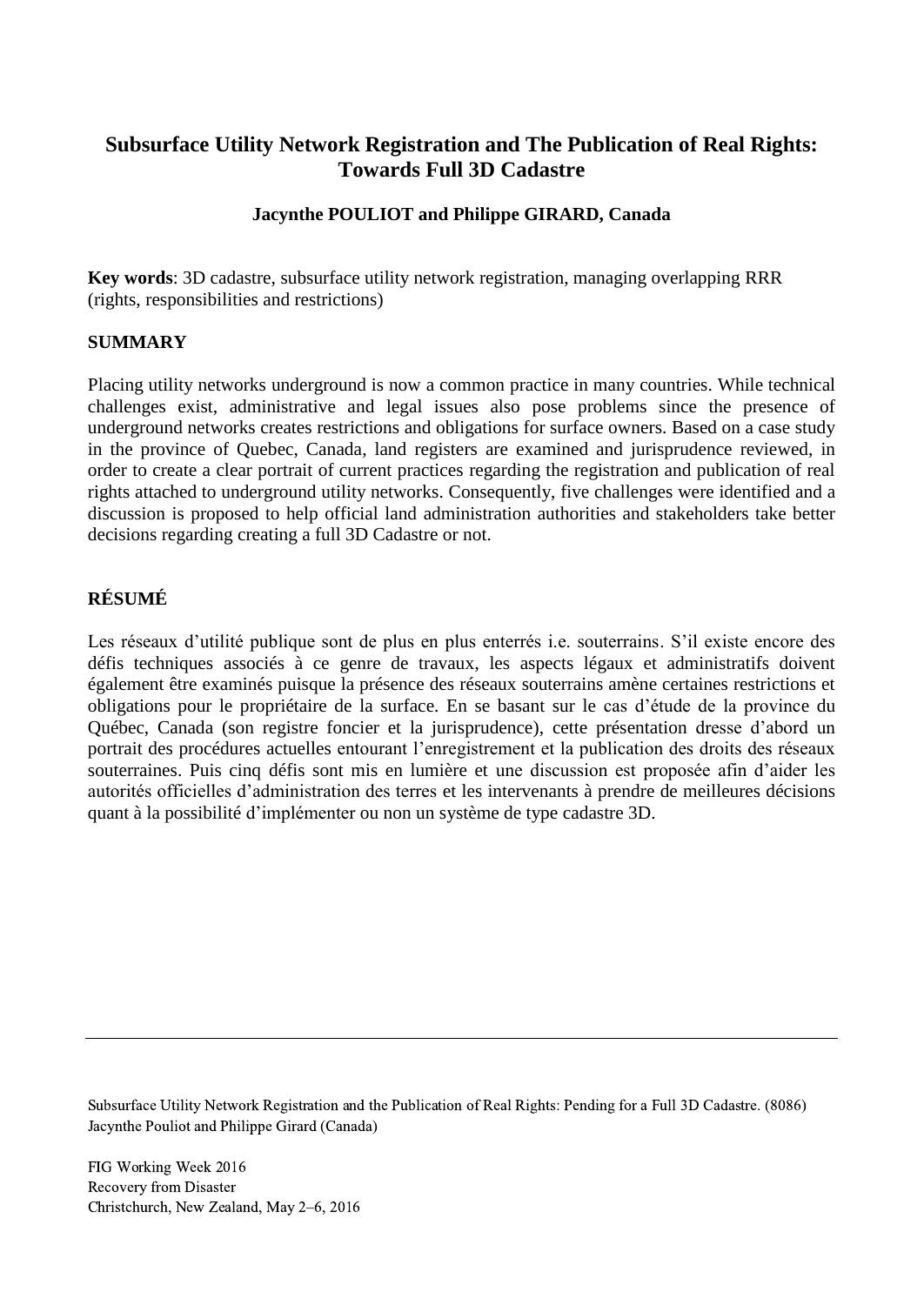# Subsurface Utility Network Registration and The Publication of Real Rights: Towards Full 3D Cadastre

**Jacynthe POULIOT and Philippe GIRARD, Canada**

**Key words**: 3D cadastre, subsurface utility network registration, managing overlapping RRR (rights, responsibilities and restrictions)

## SUMMARY

Placing utility networks underground is now a common practice in many countries. While technical challenges exist, administrative and legal issues also pose problems since the presence of underground networks creates restrictions and obligations for surface owners. Based on a case study in the province of Quebec, Canada, land registers are examined and jurisprudence reviewed, in order to create a clear portrait of current practices regarding the registration and publication of real rights attached to underground utility networks. Consequently, five challenges were identified and a discussion is proposed to help official land administration authorities and stakeholders take better decisions regarding creating a full 3D Cadastre or not.

## RÉSUMÉ

Les réseaux d'utilité publique sont de plus en plus enterrés i.e. souterrains. S'il existe encore des défis techniques associés à ce genre de travaux, les aspects légaux et administratifs doivent également être examinés puisque la présence des réseaux souterrains amène certaines restrictions et obligations pour le propriétaire de la surface. En se basant sur le cas d'étude de la province du Québec, Canada (son registre foncier et la jurisprudence), cette présentation dresse d'abord un portrait des procédures actuelles entourant l'enregistrement et la publication des droits des réseaux souterraines. Puis cinq défis sont mis en lumière et une discussion est proposée afin d'aider les autorités officielles d'administration des terres et les intervenants à prendre de meilleures décisions quant à la possibilité d'implémenter ou non un système de type cadastre 3D.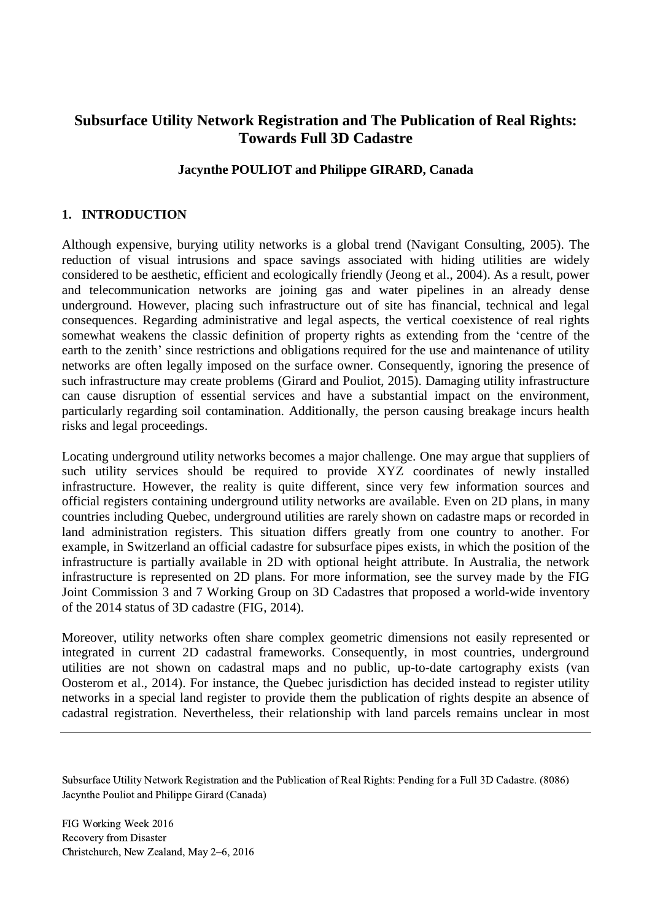# Subsurface Utility Network Registration and The Publication of Real Rights: Towards Full 3D Cadastre

**Jacynthe POULIOT and Philippe GIRARD, Canada**

## 1. INTRODUCTION

Although expensive, burying utility networks is a global trend (Navigant Consulting, 2005). The reduction of visual intrusions and space savings associated with hiding utilities are widely considered to be aesthetic, efficient and ecologically friendly (Jeong et al., 2004). As a result, power and telecommunication networks are joining gas and water pipelines in an already dense underground. However, placing such infrastructure out of site has financial, technical and legal consequences. Regarding administrative and legal aspects, the vertical coexistence of real rights somewhat weakens the classic definition of property rights as extending from the 'centre of the earth to the zenith' since restrictions and obligations required for the use and maintenance of utility networks are often legally imposed on the surface owner. Consequently, ignoring the presence of such infrastructure may create problems (Girard and Pouliot, 2015). Damaging utility infrastructure can cause disruption of essential services and have a substantial impact on the environment, particularly regarding soil contamination. Additionally, the person causing breakage incurs health risks and legal proceedings.

Locating underground utility networks becomes a major challenge. One may argue that suppliers of such utility services should be required to provide XYZ coordinates of newly installed infrastructure. However, the reality is quite different, since very few information sources and official registers containing underground utility networks are available. Even on 2D plans, in many countries including Quebec, underground utilities are rarely shown on cadastre maps or recorded in land administration registers. This situation differs greatly from one country to another. For example, in Switzerland an official cadastre for subsurface pipes exists, in which the position of the infrastructure is partially available in 2D with optional height attribute. In Australia, the network infrastructure is represented on 2D plans. For more information, see the survey made by the FIG Joint Commission 3 and 7 Working Group on 3D Cadastres that proposed a world-wide inventory of the 2014 status of 3D cadastre (FIG, 2014).

Moreover, utility networks often share complex geometric dimensions not easily represented or integrated in current 2D cadastral frameworks. Consequently, in most countries, underground utilities are not shown on cadastral maps and no public, up-to-date cartography exists (van Oosterom et al., 2014). For instance, the Quebec jurisdiction has decided instead to register utility networks in a special land register to provide them the publication of rights despite an absence of cadastral registration. Nevertheless, their relationship with land parcels remains unclear in most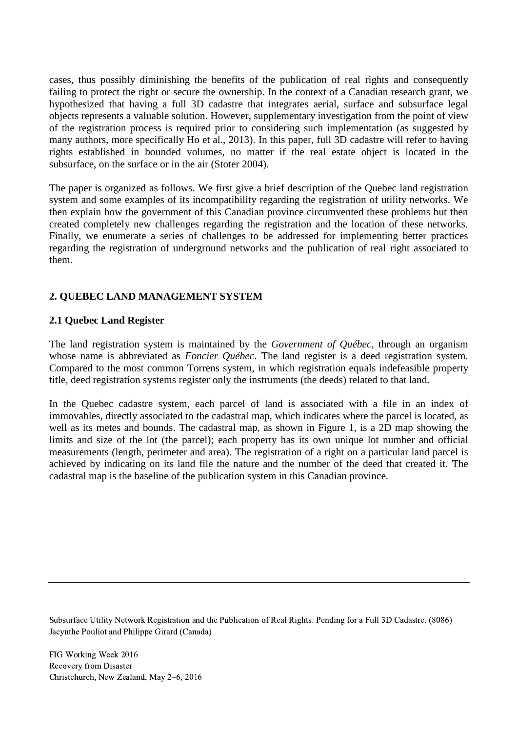cases, thus possibly diminishing the benefits of the publication of real rights and consequently failing to protect the right or secure the ownership. In the context of a Canadian research grant, we hypothesized that having a full 3D cadastre that integrates aerial, surface and subsurface legal objects represents a valuable solution. However, supplementary investigation from the point of view of the registration process is required prior to considering such implementation (as suggested by many authors, more specifically Ho et al., 2013). In this paper, full 3D cadastre will refer to having rights established in bounded volumes, no matter if the real estate object is located in the subsurface, on the surface or in the air (Stoter 2004).

The paper is organized as follows. We first give a brief description of the Quebec land registration system and some examples of its incompatibility regarding the registration of utility networks. We then explain how the government of this Canadian province circumvented these problems but then created completely new challenges regarding the registration and the location of these networks. Finally, we enumerate a series of challenges to be addressed for implementing better practices regarding the registration of underground networks and the publication of real right associated to them.

## 2. QUEBEC LAND MANAGEMENT SYSTEM

### 2.1 Quebec Land Register

The land registration system is maintained by the *Government of Québec,* through an organism whose name is abbreviated as *Foncier Québec*. The land register is a deed registration system. Compared to the most common Torrens system, in which registration equals indefeasible property title, deed registration systems register only the instruments (the deeds) related to that land.

In the Quebec cadastre system, each parcel of land is associated with a file in an index of immovables, directly associated to the cadastral map, which indicates where the parcel is located, as well as its metes and bounds. The cadastral map, as shown in Figure 1, is a 2D map showing the limits and size of the lot (the parcel); each property has its own unique lot number and official measurements (length, perimeter and area). The registration of a right on a particular land parcel is achieved by indicating on its land file the nature and the number of the deed that created it. The cadastral map is the baseline of the publication system in this Canadian province.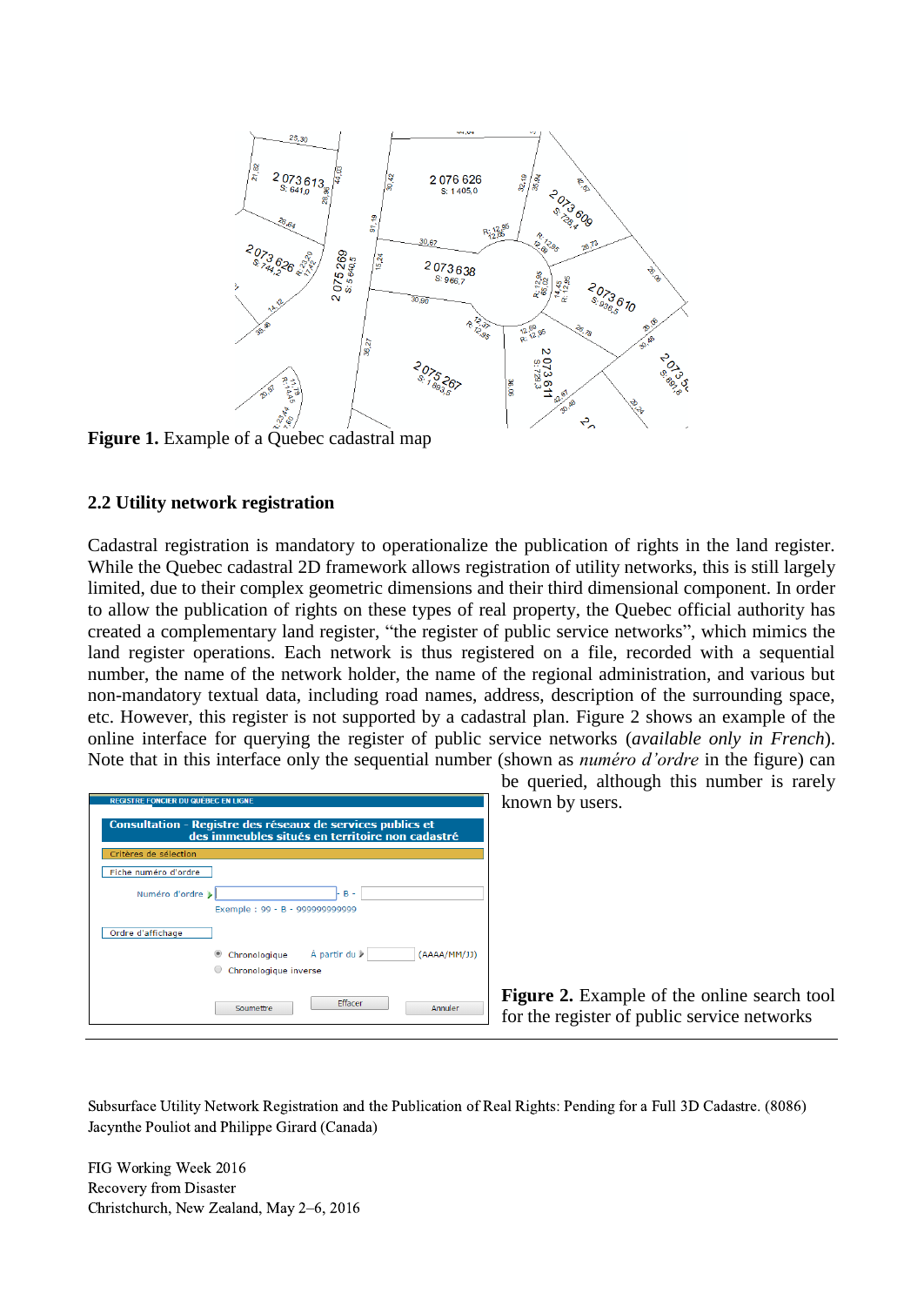**Figure 1.** Example of a Quebec cadastral map

### 2.2 Utility network registration

Cadastral registration is mandatory to operationalize the publication of rights in the land register. While the Quebec cadastral 2D framework allows registration of utility networks, this is still largely limited, due to their complex geometric dimensions and their third dimensional component. In order to allow the publication of rights on these types of real property, the Quebec official authority has created a complementary land register, “the register of public service networks”, which mimics the land register operations. Each network is thus registered on a file, recorded with a sequential number, the name of the network holder, the name of the regional administration, and various but non-mandatory textual data, including road names, address, description of the surrounding space, etc. However, this register is not supported by a cadastral plan. Figure 2 shows an example of the online interface for querying the register of public service networks (*available only in French*). Note that in this interface only the sequential number (shown as *numéro d’ordre* in the figure) can be queried, although this number is rarely known by users.

**Figure 2.** Example of the online search tool for the register of public service networks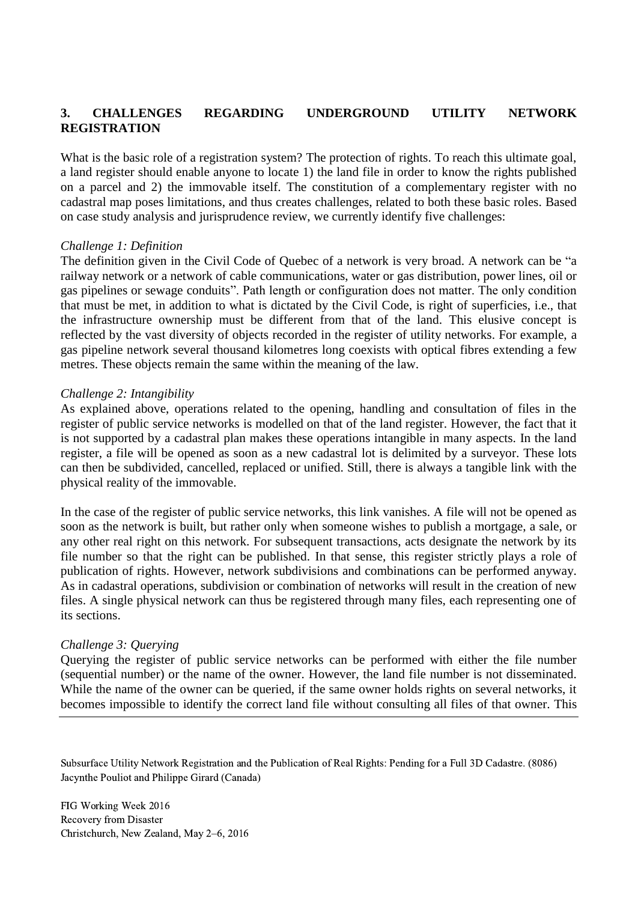## 3. CHALLENGES REGARDING UNDERGROUND UTILITY NETWORK REGISTRATION

What is the basic role of a registration system? The protection of rights. To reach this ultimate goal, a land register should enable anyone to locate 1) the land file in order to know the rights published on a parcel and 2) the immovable itself. The constitution of a complementary register with no cadastral map poses limitations, and thus creates challenges, related to both these basic roles. Based on case study analysis and jurisprudence review, we currently identify five challenges:

*Challenge 1: Definition*

The definition given in the Civil Code of Quebec of a network is very broad. A network can be "a railway network or a network of cable communications, water or gas distribution, power lines, oil or gas pipelines or sewage conduits". Path length or configuration does not matter. The only condition that must be met, in addition to what is dictated by the Civil Code, is right of superficies, i.e., that the infrastructure ownership must be different from that of the land. This elusive concept is reflected by the vast diversity of objects recorded in the register of utility networks. For example, a gas pipeline network several thousand kilometres long coexists with optical fibres extending a few metres. These objects remain the same within the meaning of the law.

*Challenge 2: Intangibility*

As explained above, operations related to the opening, handling and consultation of files in the register of public service networks is modelled on that of the land register. However, the fact that it is not supported by a cadastral plan makes these operations intangible in many aspects. In the land register, a file will be opened as soon as a new cadastral lot is delimited by a surveyor. These lots can then be subdivided, cancelled, replaced or unified. Still, there is always a tangible link with the physical reality of the immovable.

In the case of the register of public service networks, this link vanishes. A file will not be opened as soon as the network is built, but rather only when someone wishes to publish a mortgage, a sale, or any other real right on this network. For subsequent transactions, acts designate the network by its file number so that the right can be published. In that sense, this register strictly plays a role of publication of rights. However, network subdivisions and combinations can be performed anyway. As in cadastral operations, subdivision or combination of networks will result in the creation of new files. A single physical network can thus be registered through many files, each representing one of its sections.

*Challenge 3: Querying*

Querying the register of public service networks can be performed with either the file number (sequential number) or the name of the owner. However, the land file number is not disseminated. While the name of the owner can be queried, if the same owner holds rights on several networks, it becomes impossible to identify the correct land file without consulting all files of that owner. This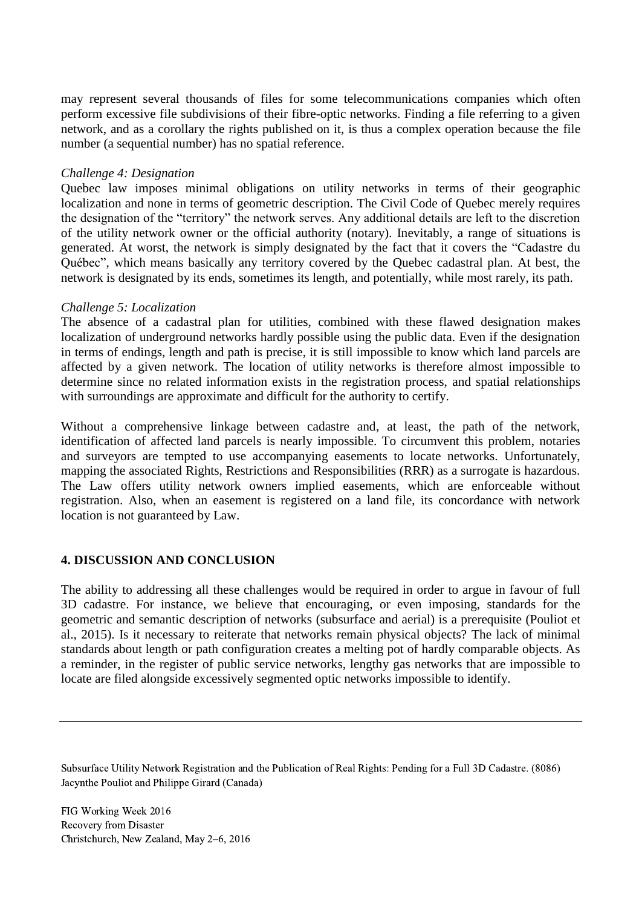may represent several thousands of files for some telecommunications companies which often perform excessive file subdivisions of their fibre-optic networks. Finding a file referring to a given network, and as a corollary the rights published on it, is thus a complex operation because the file number (a sequential number) has no spatial reference.

*Challenge 4: Designation*

Quebec law imposes minimal obligations on utility networks in terms of their geographic localization and none in terms of geometric description. The Civil Code of Quebec merely requires the designation of the "territory" the network serves. Any additional details are left to the discretion of the utility network owner or the official authority (notary). Inevitably, a range of situations is generated. At worst, the network is simply designated by the fact that it covers the "Cadastre du Québec", which means basically any territory covered by the Quebec cadastral plan. At best, the network is designated by its ends, sometimes its length, and potentially, while most rarely, its path.

*Challenge 5: Localization*

The absence of a cadastral plan for utilities, combined with these flawed designation makes localization of underground networks hardly possible using the public data. Even if the designation in terms of endings, length and path is precise, it is still impossible to know which land parcels are affected by a given network. The location of utility networks is therefore almost impossible to determine since no related information exists in the registration process, and spatial relationships with surroundings are approximate and difficult for the authority to certify.

Without a comprehensive linkage between cadastre and, at least, the path of the network, identification of affected land parcels is nearly impossible. To circumvent this problem, notaries and surveyors are tempted to use accompanying easements to locate networks. Unfortunately, mapping the associated Rights, Restrictions and Responsibilities (RRR) as a surrogate is hazardous. The Law offers utility network owners implied easements, which are enforceable without registration. Also, when an easement is registered on a land file, its concordance with network location is not guaranteed by Law.

## 4. DISCUSSION AND CONCLUSION

The ability to addressing all these challenges would be required in order to argue in favour of full 3D cadastre. For instance, we believe that encouraging, or even imposing, standards for the geometric and semantic description of networks (subsurface and aerial) is a prerequisite (Pouliot et al., 2015). Is it necessary to reiterate that networks remain physical objects? The lack of minimal standards about length or path configuration creates a melting pot of hardly comparable objects. As a reminder, in the register of public service networks, lengthy gas networks that are impossible to locate are filed alongside excessively segmented optic networks impossible to identify.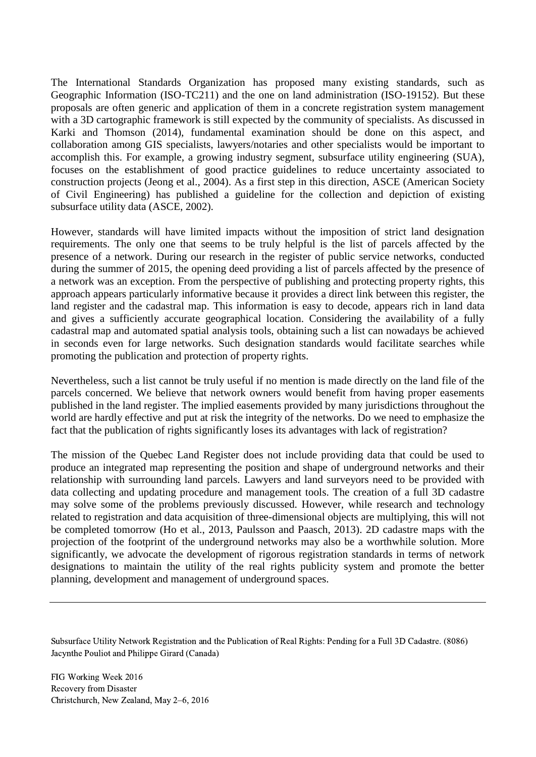The International Standards Organization has proposed many existing standards, such as Geographic Information (ISO-TC211) and the one on land administration (ISO-19152). But these proposals are often generic and application of them in a concrete registration system management with a 3D cartographic framework is still expected by the community of specialists. As discussed in Karki and Thomson (2014), fundamental examination should be done on this aspect, and collaboration among GIS specialists, lawyers/notaries and other specialists would be important to accomplish this. For example, a growing industry segment, subsurface utility engineering (SUA), focuses on the establishment of good practice guidelines to reduce uncertainty associated to construction projects (Jeong et al., 2004). As a first step in this direction, ASCE (American Society of Civil Engineering) has published a guideline for the collection and depiction of existing subsurface utility data (ASCE, 2002).

However, standards will have limited impacts without the imposition of strict land designation requirements. The only one that seems to be truly helpful is the list of parcels affected by the presence of a network. During our research in the register of public service networks, conducted during the summer of 2015, the opening deed providing a list of parcels affected by the presence of a network was an exception. From the perspective of publishing and protecting property rights, this approach appears particularly informative because it provides a direct link between this register, the land register and the cadastral map. This information is easy to decode, appears rich in land data and gives a sufficiently accurate geographical location. Considering the availability of a fully cadastral map and automated spatial analysis tools, obtaining such a list can nowadays be achieved in seconds even for large networks. Such designation standards would facilitate searches while promoting the publication and protection of property rights.

Nevertheless, such a list cannot be truly useful if no mention is made directly on the land file of the parcels concerned. We believe that network owners would benefit from having proper easements published in the land register. The implied easements provided by many jurisdictions throughout the world are hardly effective and put at risk the integrity of the networks. Do we need to emphasize the fact that the publication of rights significantly loses its advantages with lack of registration?

The mission of the Quebec Land Register does not include providing data that could be used to produce an integrated map representing the position and shape of underground networks and their relationship with surrounding land parcels. Lawyers and land surveyors need to be provided with data collecting and updating procedure and management tools. The creation of a full 3D cadastre may solve some of the problems previously discussed. However, while research and technology related to registration and data acquisition of three-dimensional objects are multiplying, this will not be completed tomorrow (Ho et al., 2013, Paulsson and Paasch, 2013). 2D cadastre maps with the projection of the footprint of the underground networks may also be a worthwhile solution. More significantly, we advocate the development of rigorous registration standards in terms of network designations to maintain the utility of the real rights publicity system and promote the better planning, development and management of underground spaces.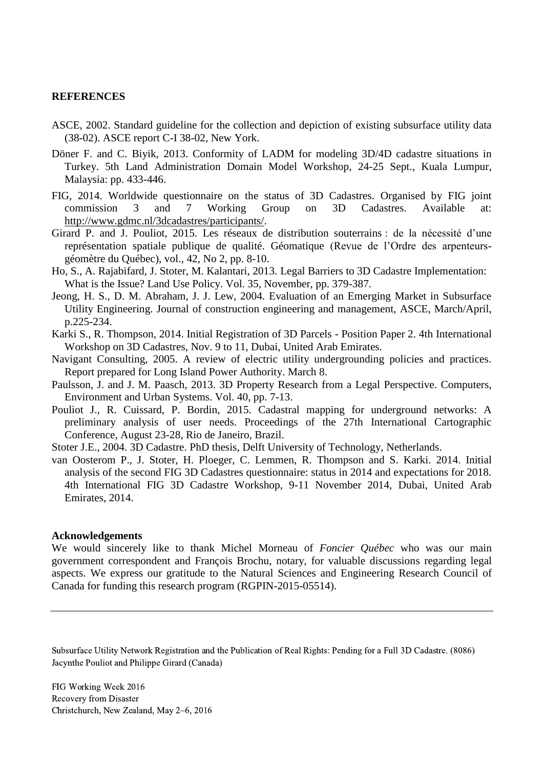## REFERENCES

ASCE, 2002. Standard guideline for the collection and depiction of existing subsurface utility data (38-02). ASCE report C-I 38-02, New York.

Döner F. and C. Biyik, 2013. Conformity of LADM for modeling 3D/4D cadastre situations in Turkey. 5th Land Administration Domain Model Workshop, 24-25 Sept., Kuala Lumpur, Malaysia: pp. 433-446.

FIG, 2014. Worldwide questionnaire on the status of 3D Cadastres. Organised by FIG joint commission 3 and 7 Working Group on 3D Cadastres. Available at: http://www.gdmc.nl/3dcadastres/participants/.

Girard P. and J. Pouliot, 2015. Les réseaux de distribution souterrains : de la nécessité d'une représentation spatiale publique de qualité. Géomatique (Revue de l'Ordre des arpenteurs-géomètre du Québec), vol., 42, No 2, pp. 8-10.

Ho, S., A. Rajabifard, J. Stoter, M. Kalantari, 2013. Legal Barriers to 3D Cadastre Implementation: What is the Issue? Land Use Policy. Vol. 35, November, pp. 379-387.

Jeong, H. S., D. M. Abraham, J. J. Lew, 2004. Evaluation of an Emerging Market in Subsurface Utility Engineering. Journal of construction engineering and management, ASCE, March/April, p.225-234.

Karki S., R. Thompson, 2014. Initial Registration of 3D Parcels - Position Paper 2. 4th International Workshop on 3D Cadastres, Nov. 9 to 11, Dubai, United Arab Emirates.

Navigant Consulting, 2005. A review of electric utility undergrounding policies and practices. Report prepared for Long Island Power Authority. March 8.

Paulsson, J. and J. M. Paasch, 2013. 3D Property Research from a Legal Perspective. Computers, Environment and Urban Systems. Vol. 40, pp. 7-13.

Pouliot J., R. Cuissard, P. Bordin, 2015. Cadastral mapping for underground networks: A preliminary analysis of user needs. Proceedings of the 27th International Cartographic Conference, August 23-28, Rio de Janeiro, Brazil.

Stoter J.E., 2004. 3D Cadastre. PhD thesis, Delft University of Technology, Netherlands.

van Oosterom P., J. Stoter, H. Ploeger, C. Lemmen, R. Thompson and S. Karki. 2014. Initial analysis of the second FIG 3D Cadastres questionnaire: status in 2014 and expectations for 2018. 4th International FIG 3D Cadastre Workshop, 9-11 November 2014, Dubai, United Arab Emirates, 2014.

### Acknowledgements

We would sincerely like to thank Michel Morneau of *Foncier Québec* who was our main government correspondent and François Brochu, notary, for valuable discussions regarding legal aspects. We express our gratitude to the Natural Sciences and Engineering Research Council of Canada for funding this research program (RGPIN-2015-05514).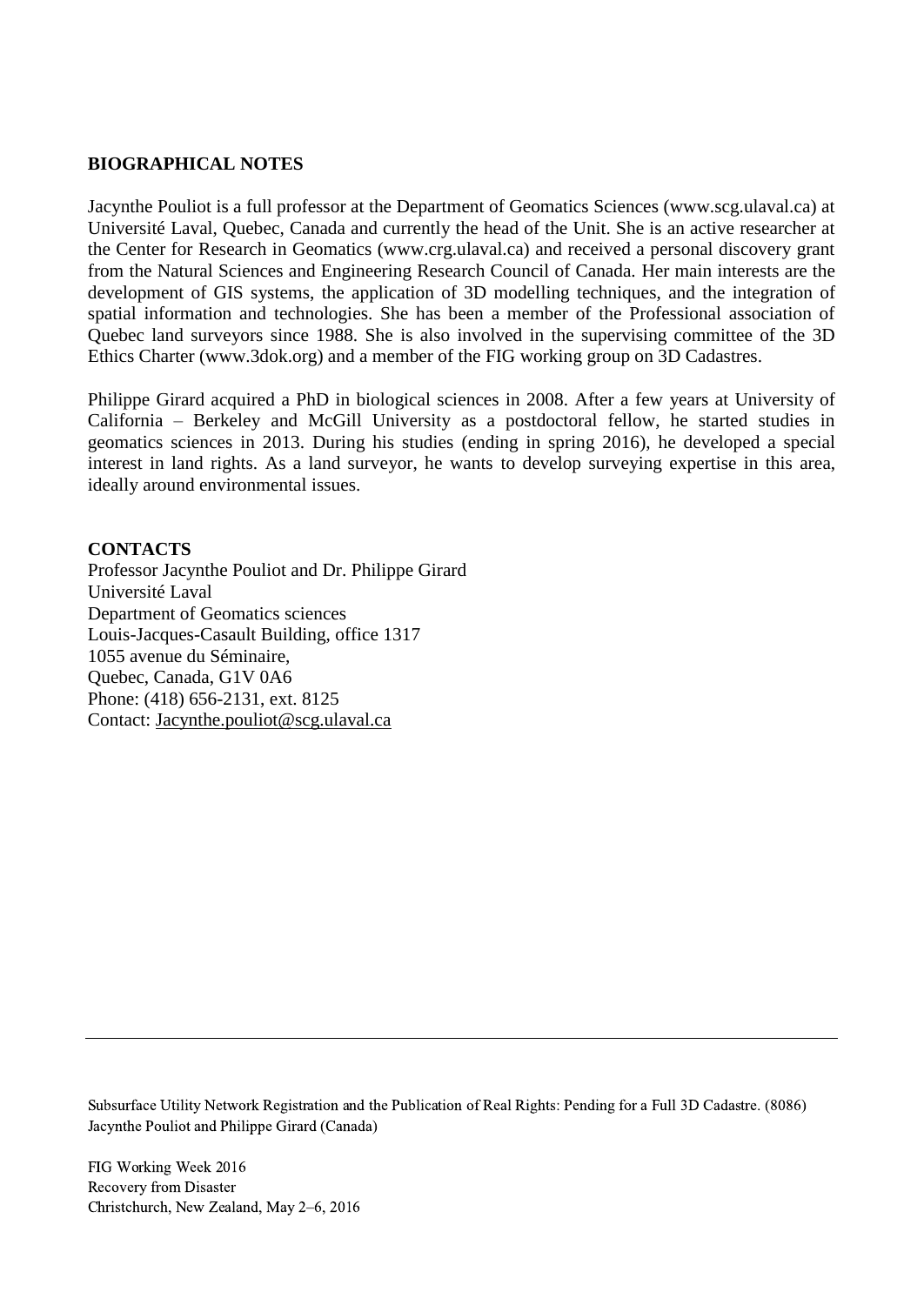## BIOGRAPHICAL NOTES

Jacynthe Pouliot is a full professor at the Department of Geomatics Sciences (www.scg.ulaval.ca) at Université Laval, Quebec, Canada and currently the head of the Unit. She is an active researcher at the Center for Research in Geomatics (www.crg.ulaval.ca) and received a personal discovery grant from the Natural Sciences and Engineering Research Council of Canada. Her main interests are the development of GIS systems, the application of 3D modelling techniques, and the integration of spatial information and technologies. She has been a member of the Professional association of Quebec land surveyors since 1988. She is also involved in the supervising committee of the 3D Ethics Charter (www.3dok.org) and a member of the FIG working group on 3D Cadastres.

Philippe Girard acquired a PhD in biological sciences in 2008. After a few years at University of California – Berkeley and McGill University as a postdoctoral fellow, he started studies in geomatics sciences in 2013. During his studies (ending in spring 2016), he developed a special interest in land rights. As a land surveyor, he wants to develop surveying expertise in this area, ideally around environmental issues.

## CONTACTS

Professor Jacynthe Pouliot and Dr. Philippe Girard
Université Laval
Department of Geomatics sciences
Louis-Jacques-Casault Building, office 1317
1055 avenue du Séminaire,
Quebec, Canada, G1V 0A6
Phone: (418) 656-2131, ext. 8125
Contact: Jacynthe.pouliot@scg.ulaval.ca